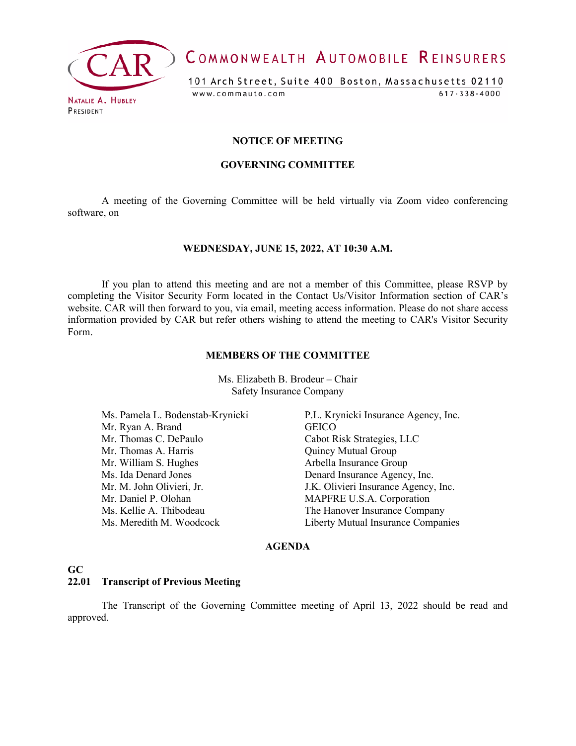COMMONWEALTH AUTOMOBILE REINSURERS

101 Arch Street, Suite 400 Boston, Massachusetts 02110

www.commauto.com 617-338-4000

NATALIE A. HUBLEY
PRESIDENT

# NOTICE OF MEETING

## GOVERNING COMMITTEE

A meeting of the Governing Committee will be held virtually via Zoom video conferencing software, on

**WEDNESDAY, JUNE 15, 2022, AT 10:30 A.M.**

If you plan to attend this meeting and are not a member of this Committee, please RSVP by completing the Visitor Security Form located in the Contact Us/Visitor Information section of CAR's website. CAR will then forward to you, via email, meeting access information. Please do not share access information provided by CAR but refer others wishing to attend the meeting to CAR's Visitor Security Form.

## MEMBERS OF THE COMMITTEE

Ms. Elizabeth B. Brodeur – Chair
Safety Insurance Company

| | |
|---|---|
| Ms. Pamela L. Bodenstab-Krynicki | P.L. Krynicki Insurance Agency, Inc. |
| Mr. Ryan A. Brand | GEICO |
| Mr. Thomas C. DePaulo | Cabot Risk Strategies, LLC |
| Mr. Thomas A. Harris | Quincy Mutual Group |
| Mr. William S. Hughes | Arbella Insurance Group |
| Ms. Ida Denard Jones | Denard Insurance Agency, Inc. |
| Mr. M. John Olivieri, Jr. | J.K. Olivieri Insurance Agency, Inc. |
| Mr. Daniel P. Olohan | MAPFRE U.S.A. Corporation |
| Ms. Kellie A. Thibodeau | The Hanover Insurance Company |
| Ms. Meredith M. Woodcock | Liberty Mutual Insurance Companies |

## AGENDA

**GC**
**22.01 Transcript of Previous Meeting**

The Transcript of the Governing Committee meeting of April 13, 2022 should be read and approved.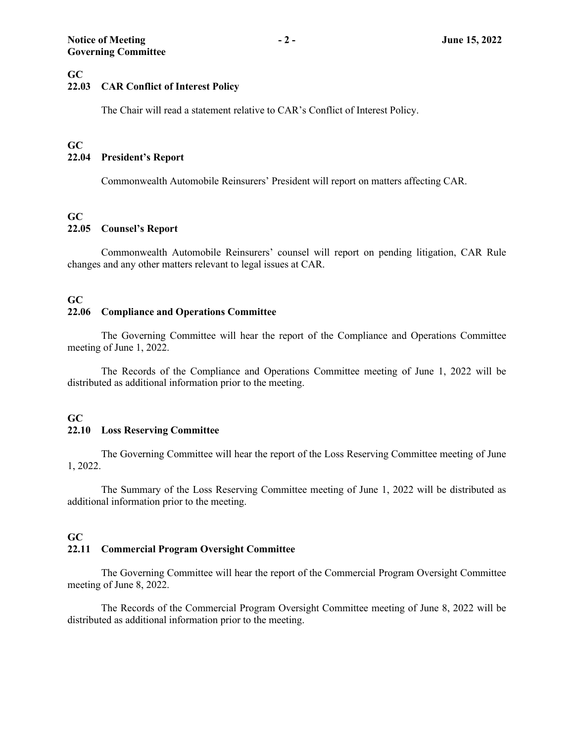**GC**
**22.03 CAR Conflict of Interest Policy**

The Chair will read a statement relative to CAR's Conflict of Interest Policy.

**GC**
**22.04 President's Report**

Commonwealth Automobile Reinsurers' President will report on matters affecting CAR.

**GC**
**22.05 Counsel's Report**

Commonwealth Automobile Reinsurers' counsel will report on pending litigation, CAR Rule changes and any other matters relevant to legal issues at CAR.

**GC**
**22.06 Compliance and Operations Committee**

The Governing Committee will hear the report of the Compliance and Operations Committee meeting of June 1, 2022.

The Records of the Compliance and Operations Committee meeting of June 1, 2022 will be distributed as additional information prior to the meeting.

**GC**
**22.10 Loss Reserving Committee**

The Governing Committee will hear the report of the Loss Reserving Committee meeting of June 1, 2022.

The Summary of the Loss Reserving Committee meeting of June 1, 2022 will be distributed as additional information prior to the meeting.

**GC**
**22.11 Commercial Program Oversight Committee**

The Governing Committee will hear the report of the Commercial Program Oversight Committee meeting of June 8, 2022.

The Records of the Commercial Program Oversight Committee meeting of June 8, 2022 will be distributed as additional information prior to the meeting.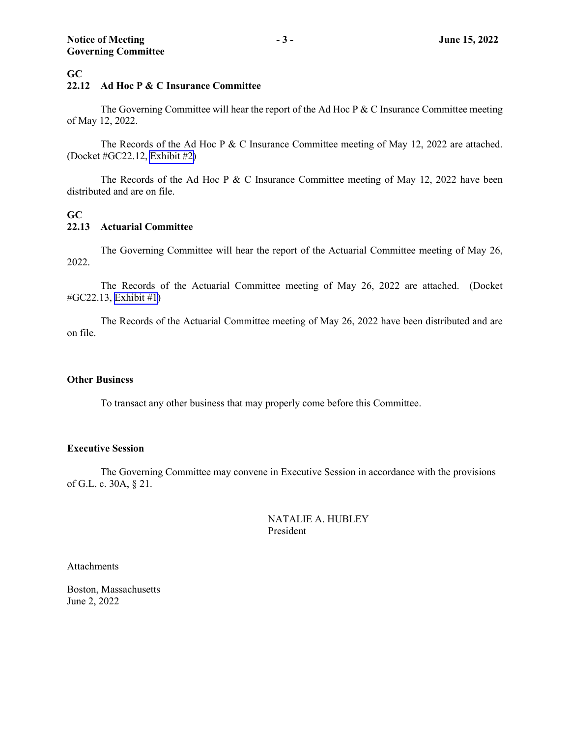**GC**
**22.12 Ad Hoc P & C Insurance Committee**

The Governing Committee will hear the report of the Ad Hoc P & C Insurance Committee meeting of May 12, 2022.

The Records of the Ad Hoc P & C Insurance Committee meeting of May 12, 2022 are attached. (Docket #GC22.12, Exhibit #2)

The Records of the Ad Hoc P & C Insurance Committee meeting of May 12, 2022 have been distributed and are on file.

**GC**
**22.13 Actuarial Committee**

The Governing Committee will hear the report of the Actuarial Committee meeting of May 26, 2022.

The Records of the Actuarial Committee meeting of May 26, 2022 are attached. (Docket #GC22.13, Exhibit #1)

The Records of the Actuarial Committee meeting of May 26, 2022 have been distributed and are on file.

**Other Business**

To transact any other business that may properly come before this Committee.

**Executive Session**

The Governing Committee may convene in Executive Session in accordance with the provisions of G.L. c. 30A, § 21.

NATALIE A. HUBLEY
President

Attachments

Boston, Massachusetts
June 2, 2022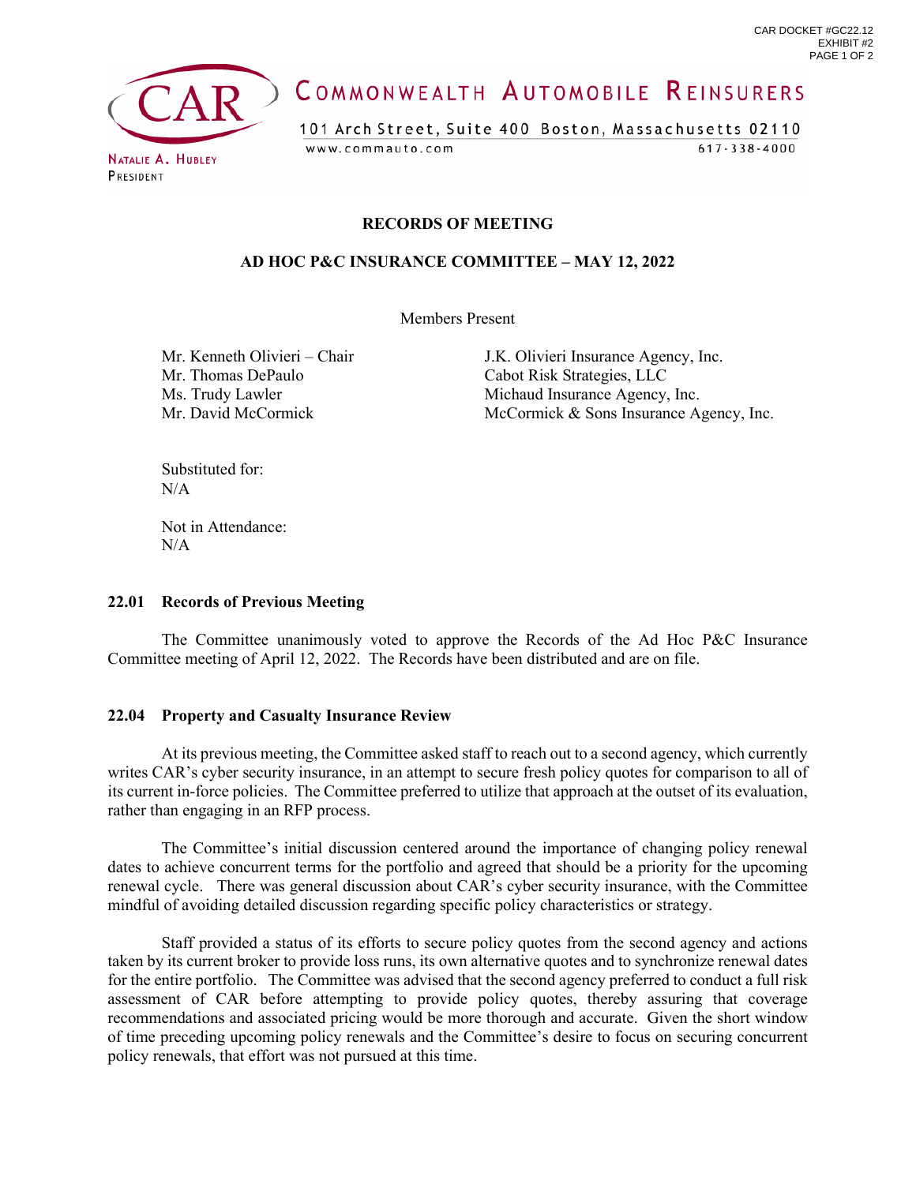CAR DOCKET #GC22.12
EXHIBIT #2

**COMMONWEALTH AUTOMOBILE REINSURERS**

101 Arch Street, Suite 400 Boston, Massachusetts 02110
www.commauto.com 617-338-4000

NATALIE A. HUBLEY
PRESIDENT

## RECORDS OF MEETING

## AD HOC P&C INSURANCE COMMITTEE – MAY 12, 2022

Members Present

| | |
|---|---|
| Mr. Kenneth Olivieri – Chair | J.K. Olivieri Insurance Agency, Inc. |
| Mr. Thomas DePaulo | Cabot Risk Strategies, LLC |
| Ms. Trudy Lawler | Michaud Insurance Agency, Inc. |
| Mr. David McCormick | McCormick & Sons Insurance Agency, Inc. |

Substituted for:
N/A

Not in Attendance:
N/A

### 22.01 Records of Previous Meeting

The Committee unanimously voted to approve the Records of the Ad Hoc P&C Insurance Committee meeting of April 12, 2022. The Records have been distributed and are on file.

### 22.04 Property and Casualty Insurance Review

At its previous meeting, the Committee asked staff to reach out to a second agency, which currently writes CAR's cyber security insurance, in an attempt to secure fresh policy quotes for comparison to all of its current in-force policies. The Committee preferred to utilize that approach at the outset of its evaluation, rather than engaging in an RFP process.

The Committee's initial discussion centered around the importance of changing policy renewal dates to achieve concurrent terms for the portfolio and agreed that should be a priority for the upcoming renewal cycle. There was general discussion about CAR's cyber security insurance, with the Committee mindful of avoiding detailed discussion regarding specific policy characteristics or strategy.

Staff provided a status of its efforts to secure policy quotes from the second agency and actions taken by its current broker to provide loss runs, its own alternative quotes and to synchronize renewal dates for the entire portfolio. The Committee was advised that the second agency preferred to conduct a full risk assessment of CAR before attempting to provide policy quotes, thereby assuring that coverage recommendations and associated pricing would be more thorough and accurate. Given the short window of time preceding upcoming policy renewals and the Committee's desire to focus on securing concurrent policy renewals, that effort was not pursued at this time.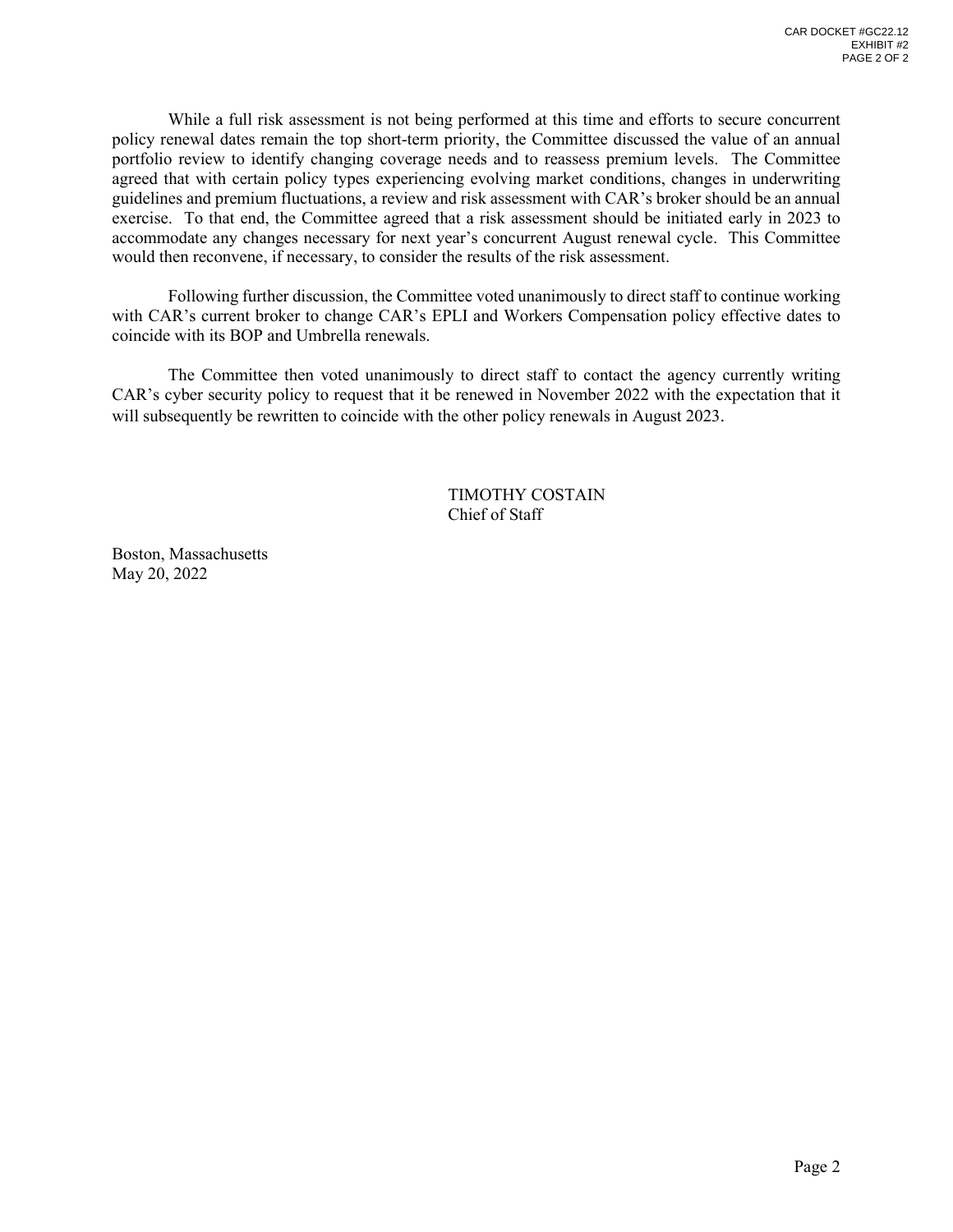While a full risk assessment is not being performed at this time and efforts to secure concurrent policy renewal dates remain the top short-term priority, the Committee discussed the value of an annual portfolio review to identify changing coverage needs and to reassess premium levels. The Committee agreed that with certain policy types experiencing evolving market conditions, changes in underwriting guidelines and premium fluctuations, a review and risk assessment with CAR's broker should be an annual exercise. To that end, the Committee agreed that a risk assessment should be initiated early in 2023 to accommodate any changes necessary for next year's concurrent August renewal cycle. This Committee would then reconvene, if necessary, to consider the results of the risk assessment.

Following further discussion, the Committee voted unanimously to direct staff to continue working with CAR's current broker to change CAR's EPLI and Workers Compensation policy effective dates to coincide with its BOP and Umbrella renewals.

The Committee then voted unanimously to direct staff to contact the agency currently writing CAR's cyber security policy to request that it be renewed in November 2022 with the expectation that it will subsequently be rewritten to coincide with the other policy renewals in August 2023.

TIMOTHY COSTAIN
Chief of Staff

Boston, Massachusetts
May 20, 2022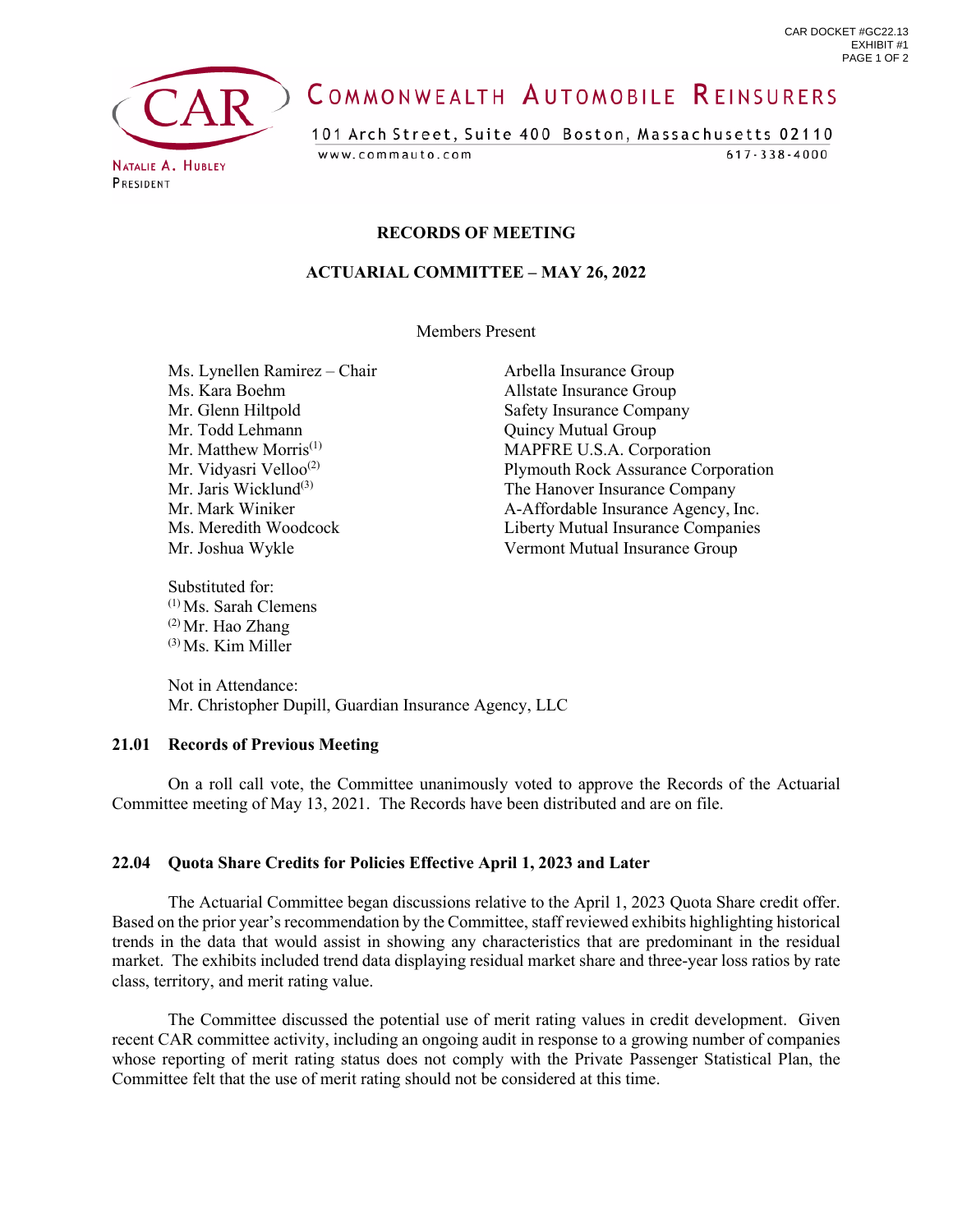CAR DOCKET #GC22.13
EXHIBIT #1

# COMMONWEALTH AUTOMOBILE REINSURERS

101 Arch Street, Suite 400 Boston, Massachusetts 02110
www.commauto.com 617-338-4000

NATALIE A. HUBLEY
PRESIDENT

## RECORDS OF MEETING

## ACTUARIAL COMMITTEE – MAY 26, 2022

Members Present

| | |
|---|---|
| Ms. Lynellen Ramirez – Chair | Arbella Insurance Group |
| Ms. Kara Boehm | Allstate Insurance Group |
| Mr. Glenn Hiltpold | Safety Insurance Company |
| Mr. Todd Lehmann | Quincy Mutual Group |
| Mr. Matthew Morris(1) | MAPFRE U.S.A. Corporation |
| Mr. Vidyasri Velloo(2) | Plymouth Rock Assurance Corporation |
| Mr. Jaris Wicklund(3) | The Hanover Insurance Company |
| Mr. Mark Winiker | A-Affordable Insurance Agency, Inc. |
| Ms. Meredith Woodcock | Liberty Mutual Insurance Companies |
| Mr. Joshua Wykle | Vermont Mutual Insurance Group |

Substituted for:
(1) Ms. Sarah Clemens
(2) Mr. Hao Zhang
(3) Ms. Kim Miller

Not in Attendance:
Mr. Christopher Dupill, Guardian Insurance Agency, LLC

### 21.01 Records of Previous Meeting

On a roll call vote, the Committee unanimously voted to approve the Records of the Actuarial Committee meeting of May 13, 2021. The Records have been distributed and are on file.

### 22.04 Quota Share Credits for Policies Effective April 1, 2023 and Later

The Actuarial Committee began discussions relative to the April 1, 2023 Quota Share credit offer. Based on the prior year's recommendation by the Committee, staff reviewed exhibits highlighting historical trends in the data that would assist in showing any characteristics that are predominant in the residual market. The exhibits included trend data displaying residual market share and three-year loss ratios by rate class, territory, and merit rating value.

The Committee discussed the potential use of merit rating values in credit development. Given recent CAR committee activity, including an ongoing audit in response to a growing number of companies whose reporting of merit rating status does not comply with the Private Passenger Statistical Plan, the Committee felt that the use of merit rating should not be considered at this time.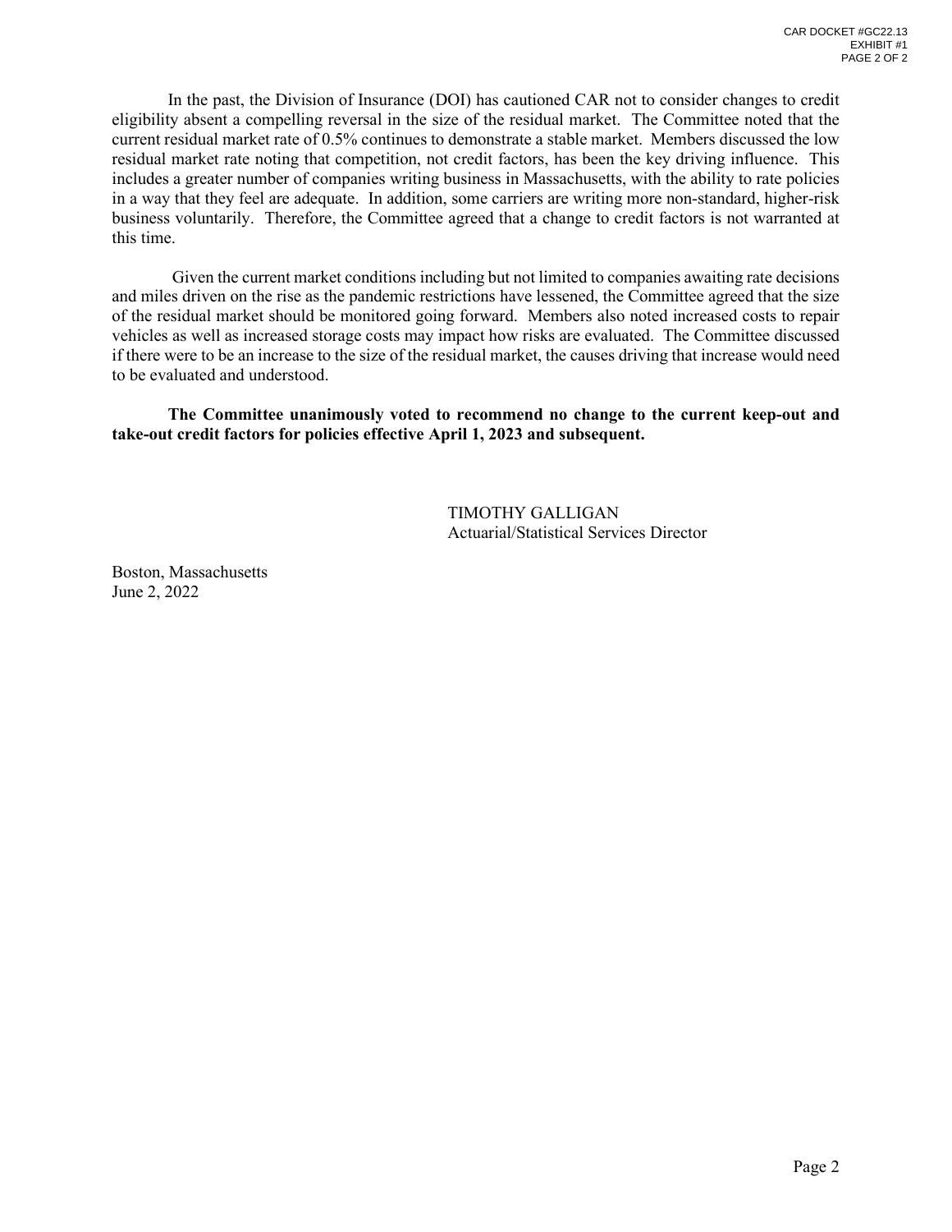In the past, the Division of Insurance (DOI) has cautioned CAR not to consider changes to credit eligibility absent a compelling reversal in the size of the residual market. The Committee noted that the current residual market rate of 0.5% continues to demonstrate a stable market. Members discussed the low residual market rate noting that competition, not credit factors, has been the key driving influence. This includes a greater number of companies writing business in Massachusetts, with the ability to rate policies in a way that they feel are adequate. In addition, some carriers are writing more non-standard, higher-risk business voluntarily. Therefore, the Committee agreed that a change to credit factors is not warranted at this time.

Given the current market conditions including but not limited to companies awaiting rate decisions and miles driven on the rise as the pandemic restrictions have lessened, the Committee agreed that the size of the residual market should be monitored going forward. Members also noted increased costs to repair vehicles as well as increased storage costs may impact how risks are evaluated. The Committee discussed if there were to be an increase to the size of the residual market, the causes driving that increase would need to be evaluated and understood.

**The Committee unanimously voted to recommend no change to the current keep-out and take-out credit factors for policies effective April 1, 2023 and subsequent.**

TIMOTHY GALLIGAN
Actuarial/Statistical Services Director

Boston, Massachusetts
June 2, 2022